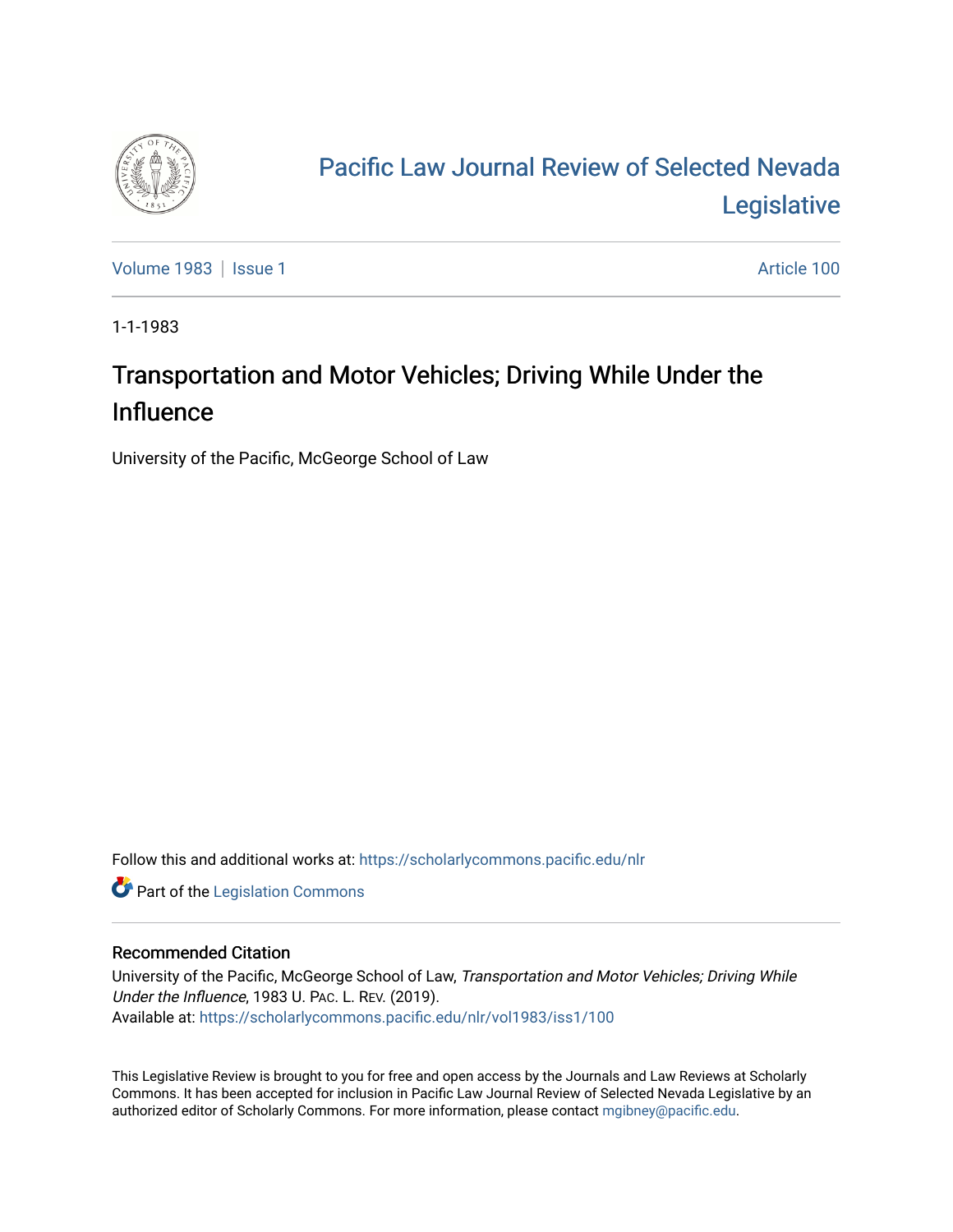# Pacific Law Journal Review of Selected Nevada Legislative

Volume 1983 | Issue 1 Article 100

1-1-1983

## Transportation and Motor Vehicles; Driving While Under the Influence

University of the Pacific, McGeorge School of Law

Follow this and additional works at: https://scholarlycommons.pacific.edu/nlr

Part of the Legislation Commons

### Recommended Citation

University of the Pacific, McGeorge School of Law, *Transportation and Motor Vehicles; Driving While Under the Influence*, 1983 U. Pac. L. Rev. (2019).
Available at: https://scholarlycommons.pacific.edu/nlr/vol1983/iss1/100

This Legislative Review is brought to you for free and open access by the Journals and Law Reviews at Scholarly Commons. It has been accepted for inclusion in Pacific Law Journal Review of Selected Nevada Legislative by an authorized editor of Scholarly Commons. For more information, please contact mgibney@pacific.edu.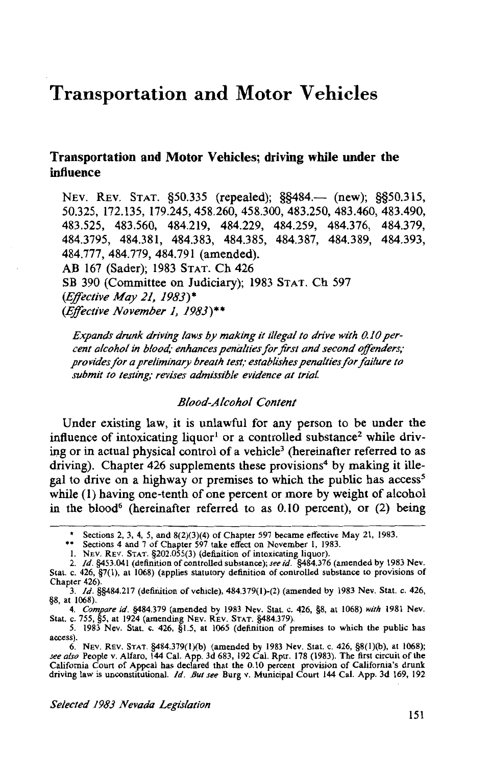# Transportation and Motor Vehicles

## Transportation and Motor Vehicles; driving while under the influence

NEV. REV. STAT. §50.335 (repealed); §§484.— (new); §§50.315, 50.325, 172.135, 179.245, 458.260, 458.300, 483.250, 483.460, 483.490, 483.525, 483.560, 484.219, 484.229, 484.259, 484.376, 484.379, 484.3795, 484.381, 484.383, 484.385, 484.387, 484.389, 484.393, 484.777, 484.779, 484.791 (amended).
AB 167 (Sader); 1983 STAT. Ch 426
SB 390 (Committee on Judiciary); 1983 STAT. Ch 597
*(Effective May 21, 1983)**
*(Effective November 1, 1983)***

*Expands drunk driving laws by making it illegal to drive with 0.10 percent alcohol in blood; enhances penalties for first and second offenders; provides for a preliminary breath test; establishes penalties for failure to submit to testing; revises admissible evidence at trial.*

### *Blood-Alcohol Content*

Under existing law, it is unlawful for any person to be under the influence of intoxicating liquor[1] or a controlled substance[2] while driving or in actual physical control of a vehicle[3] (hereinafter referred to as driving). Chapter 426 supplements these provisions[4] by making it illegal to drive on a highway or premises to which the public has access[5] while (1) having one-tenth of one percent or more by weight of alcohol in the blood[6] (hereinafter referred to as 0.10 percent), or (2) being

---

\* Sections 2, 3, 4, 5, and 8(2)(3)(4) of Chapter 597 became effective May 21, 1983.

\*\* Sections 4 and 7 of Chapter 597 take effect on November 1, 1983.

1. NEV. REV. STAT. §202.055(3) (definition of intoxicating liquor).

2. *Id.* §453.041 (definition of controlled substance); *see id.* §484.376 (amended by 1983 Nev. Stat. c. 426, §7(1), at 1068) (applies statutory definition of controlled substance to provisions of Chapter 426).

3. *Id.* §§484.217 (definition of vehicle), 484.379(1)-(2) (amended by 1983 Nev. Stat. c. 426, §8, at 1068).

4. *Compare id.* §484.379 (amended by 1983 Nev. Stat. c. 426, §8, at 1068) *with* 1981 Nev. Stat. c. 755, §5, at 1924 (amending NEV. REV. STAT. §484.379).

5. 1983 Nev. Stat. c. 426, §1.5, at 1065 (definition of premises to which the public has access).

6. NEV. REV. STAT. §484.379(1)(b) (amended by 1983 Nev. Stat. c. 426, §8(1)(b), at 1068); *see also* People v. Alfaro, 144 Cal. App. 3d 683, 192 Cal. Rptr. 178 (1983). The first circuit of the California Court of Appeal has declared that the 0.10 percent provision of California's drunk driving law is unconstitutional. *Id. But see* Burg v. Municipal Court 144 Cal. App. 3d 169, 192

*Selected 1983 Nevada Legislation*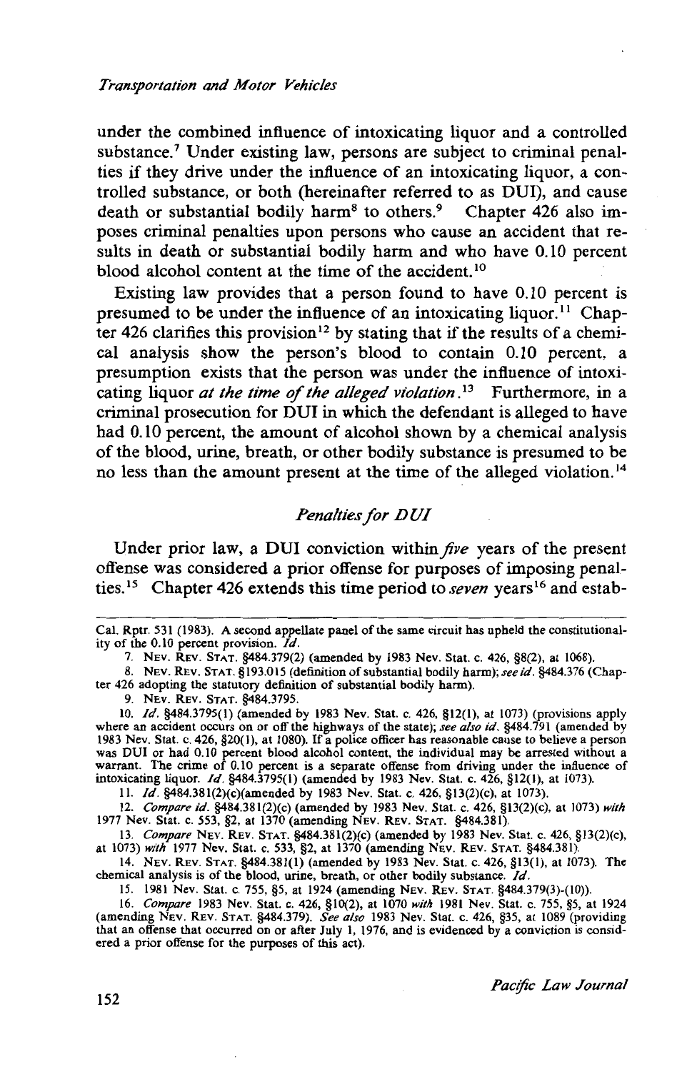under the combined influence of intoxicating liquor and a controlled substance.[7] Under existing law, persons are subject to criminal penalties if they drive under the influence of an intoxicating liquor, a controlled substance, or both (hereinafter referred to as DUI), and cause death or substantial bodily harm[8] to others.[9] Chapter 426 also imposes criminal penalties upon persons who cause an accident that results in death or substantial bodily harm and who have 0.10 percent blood alcohol content at the time of the accident.[10]

Existing law provides that a person found to have 0.10 percent is presumed to be under the influence of an intoxicating liquor.[11] Chapter 426 clarifies this provision[12] by stating that if the results of a chemical analysis show the person's blood to contain 0.10 percent, a presumption exists that the person was under the influence of intoxicating liquor *at the time of the alleged violation*.[13] Furthermore, in a criminal prosecution for DUI in which the defendant is alleged to have had 0.10 percent, the amount of alcohol shown by a chemical analysis of the blood, urine, breath, or other bodily substance is presumed to be no less than the amount present at the time of the alleged violation.[14]

### *Penalties for DUI*

Under prior law, a DUI conviction within *five* years of the present offense was considered a prior offense for purposes of imposing penalties.[15] Chapter 426 extends this time period to *seven* years[16] and estab-

---

Cal. Rptr. 531 (1983). A second appellate panel of the same circuit has upheld the constitutionality of the 0.10 percent provision. *Id.*

7. NEV. REV. STAT. §484.379(2) (amended by 1983 Nev. Stat. c. 426, §8(2), at 1068).

8. NEV. REV. STAT. §193.015 (definition of substantial bodily harm); *see id.* §484.376 (Chapter 426 adopting the statutory definition of substantial bodily harm).

9. NEV. REV. STAT. §484.3795.

10. *Id.* §484.3795(1) (amended by 1983 Nev. Stat. c. 426, §12(1), at 1073) (provisions apply where an accident occurs on or off the highways of the state); *see also id.* §484.791 (amended by 1983 Nev. Stat. c. 426, §20(1), at 1080). If a police officer has reasonable cause to believe a person was DUI or had 0.10 percent blood alcohol content, the individual may be arrested without a warrant. The crime of 0.10 percent is a separate offense from driving under the influence of intoxicating liquor. *Id.* §484.3795(1) (amended by 1983 Nev. Stat. c. 426, §12(1), at 1073).

11. *Id.* §484.381(2)(c)(amended by 1983 Nev. Stat. c. 426, §13(2)(c), at 1073).

12. *Compare id.* §484.381(2)(c) (amended by 1983 Nev. Stat. c. 426, §13(2)(c), at 1073) *with* 1977 Nev. Stat. c. 553, §2, at 1370 (amending NEV. REV. STAT. §484.381).

13. *Compare* NEV. REV. STAT. §484.381(2)(c) (amended by 1983 Nev. Stat. c. 426, §13(2)(c), at 1073) *with* 1977 Nev. Stat. c. 533, §2, at 1370 (amending NEV. REV. STAT. §484.381).

14. NEV. REV. STAT. §484.381(1) (amended by 1983 Nev. Stat. c. 426, §13(1), at 1073). The chemical analysis is of the blood, urine, breath, or other bodily substance. *Id.*

15. 1981 Nev. Stat. c. 755, §5, at 1924 (amending NEV. REV. STAT. §484.379(3)-(10)).

16. *Compare* 1983 Nev. Stat. c. 426, §10(2), at 1070 *with* 1981 Nev. Stat. c. 755, §5, at 1924 (amending NEV. REV. STAT. §484.379). *See also* 1983 Nev. Stat. c. 426, §35, at 1089 (providing that an offense that occurred on or after July 1, 1976, and is evidenced by a conviction is considered a prior offense for the purposes of this act).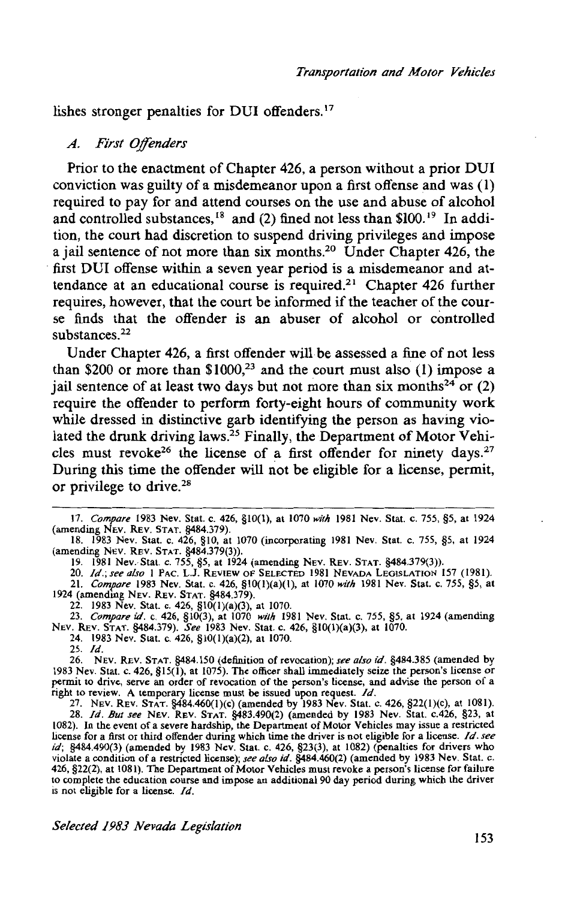lishes stronger penalties for DUI offenders.[17]

### A. *First Offenders*

Prior to the enactment of Chapter 426, a person without a prior DUI conviction was guilty of a misdemeanor upon a first offense and was (1) required to pay for and attend courses on the use and abuse of alcohol and controlled substances,[18] and (2) fined not less than $100.[19] In addition, the court had discretion to suspend driving privileges and impose a jail sentence of not more than six months.[20] Under Chapter 426, the first DUI offense within a seven year period is a misdemeanor and attendance at an educational course is required.[21] Chapter 426 further requires, however, that the court be informed if the teacher of the course finds that the offender is an abuser of alcohol or controlled substances.[22]

Under Chapter 426, a first offender will be assessed a fine of not less than $200 or more than $1000,[23] and the court must also (1) impose a jail sentence of at least two days but not more than six months[24] or (2) require the offender to perform forty-eight hours of community work while dressed in distinctive garb identifying the person as having violated the drunk driving laws.[25] Finally, the Department of Motor Vehicles must revoke[26] the license of a first offender for ninety days.[27] During this time the offender will not be eligible for a license, permit, or privilege to drive.[28]

---

17. *Compare* 1983 Nev. Stat. c. 426, §10(1), at 1070 *with* 1981 Nev. Stat. c. 755, §5, at 1924 (amending NEV. REV. STAT. §484.379).

18. 1983 Nev. Stat. c. 426, §10, at 1070 (incorporating 1981 Nev. Stat. c. 755, §5, at 1924 (amending NEV. REV. STAT. §484.379(3)).

19. 1981 Nev. Stat. c. 755, §5, at 1924 (amending NEV. REV. STAT. §484.379(3)).

20. *Id.*; *see also* 1 PAC. L.J. REVIEW OF SELECTED 1981 NEVADA LEGISLATION 157 (1981).

21. *Compare* 1983 Nev. Stat. c. 426, §10(1)(a)(1), at 1070 *with* 1981 Nev. Stat. c. 755, §5, at 1924 (amending NEV. REV. STAT. §484.379).

22. 1983 Nev. Stat. c. 426, §10(1)(a)(3), at 1070.

23. *Compare id.* c. 426, §10(3), at 1070 *with* 1981 Nev. Stat. c. 755, §5, at 1924 (amending NEV. REV. STAT. §484.379). *See* 1983 Nev. Stat. c. 426, §10(1)(a)(3), at 1070.

24. 1983 Nev. Stat. c. 426, §10(1)(a)(2), at 1070.

25. *Id.*

26. NEV. REV. STAT. §484.150 (definition of revocation); *see also id.* §484.385 (amended by 1983 Nev. Stat. c. 426, §15(1), at 1075). The officer shall immediately seize the person's license or permit to drive, serve an order of revocation of the person's license, and advise the person of a right to review. A temporary license must be issued upon request. *Id.*

27. NEV. REV. STAT. §484.460(1)(c) (amended by 1983 Nev. Stat. c. 426, §22(1)(c), at 1081).

28. *Id. But see* NEV. REV. STAT. §483.490(2) (amended by 1983 Nev. Stat. c.426, §23, at 1082). In the event of a severe hardship, the Department of Motor Vehicles may issue a restricted license for a first or third offender during which time the driver is not eligible for a license. *Id. see id*; §484.490(3) (amended by 1983 Nev. Stat. c. 426, §23(3), at 1082) (penalties for drivers who violate a condition of a restricted license); *see also id.* §484.460(2) (amended by 1983 Nev. Stat. c. 426, §22(2), at 1081). The Department of Motor Vehicles must revoke a person's license for failure to complete the education course and impose an additional 90 day period during which the driver is not eligible for a license. *Id.*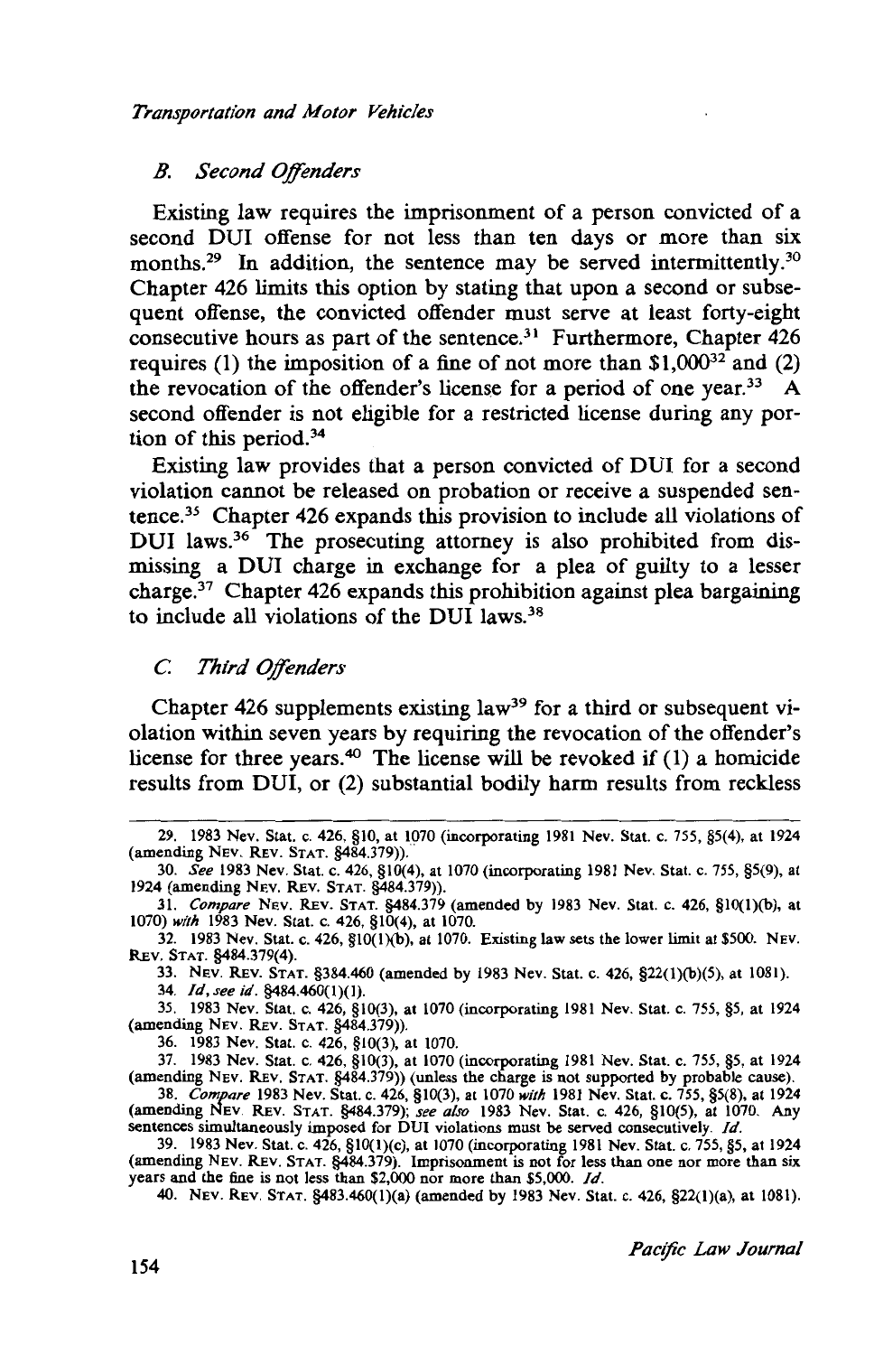### *B. Second Offenders*

Existing law requires the imprisonment of a person convicted of a second DUI offense for not less than ten days or more than six months.[29] In addition, the sentence may be served intermittently.[30] Chapter 426 limits this option by stating that upon a second or subsequent offense, the convicted offender must serve at least forty-eight consecutive hours as part of the sentence.[31] Furthermore, Chapter 426 requires (1) the imposition of a fine of not more than $1,000[32] and (2) the revocation of the offender's license for a period of one year.[33] A second offender is not eligible for a restricted license during any portion of this period.[34]

Existing law provides that a person convicted of DUI for a second violation cannot be released on probation or receive a suspended sentence.[35] Chapter 426 expands this provision to include all violations of DUI laws.[36] The prosecuting attorney is also prohibited from dismissing a DUI charge in exchange for a plea of guilty to a lesser charge.[37] Chapter 426 expands this prohibition against plea bargaining to include all violations of the DUI laws.[38]

### *C. Third Offenders*

Chapter 426 supplements existing law[39] for a third or subsequent violation within seven years by requiring the revocation of the offender's license for three years.[40] The license will be revoked if (1) a homicide results from DUI, or (2) substantial bodily harm results from reckless

29. 1983 Nev. Stat. c. 426, §10, at 1070 (incorporating 1981 Nev. Stat. c. 755, §5(4), at 1924 (amending NEV. REV. STAT. §484.379)).

30. *See* 1983 Nev. Stat. c. 426, §10(4), at 1070 (incorporating 1981 Nev. Stat. c. 755, §5(9), at 1924 (amending NEV. REV. STAT. §484.379)).

31. *Compare* NEV. REV. STAT. §484.379 (amended by 1983 Nev. Stat. c. 426, §10(1)(b), at 1070) *with* 1983 Nev. Stat. c. 426, §10(4), at 1070.

32. 1983 Nev. Stat. c. 426, §10(1)(b), at 1070. Existing law sets the lower limit at $500. NEV. REV. STAT. §484.379(4).

33. NEV. REV. STAT. §384.460 (amended by 1983 Nev. Stat. c. 426, §22(1)(b)(5), at 1081).

34. *Id*, *see id*. §484.460(1)(1).

35. 1983 Nev. Stat. c. 426, §10(3), at 1070 (incorporating 1981 Nev. Stat. c. 755, §5, at 1924 (amending NEV. REV. STAT. §484.379)).

36. 1983 Nev. Stat. c. 426, §10(3), at 1070.

37. 1983 Nev. Stat. c. 426, §10(3), at 1070 (incorporating 1981 Nev. Stat. c. 755, §5, at 1924 (amending NEV. REV. STAT. §484.379)) (unless the charge is not supported by probable cause).

38. *Compare* 1983 Nev. Stat. c. 426, §10(3), at 1070 *with* 1981 Nev. Stat. c. 755, §5(8), at 1924 (amending NEV. REV. STAT. §484.379); *see also* 1983 Nev. Stat. c. 426, §10(5), at 1070. Any sentences simultaneously imposed for DUI violations must be served consecutively. *Id*.

39. 1983 Nev. Stat. c. 426, §10(1)(c), at 1070 (incorporating 1981 Nev. Stat. c. 755, §5, at 1924 (amending NEV. REV. STAT. §484.379). Imprisonment is not for less than one nor more than six years and the fine is not less than $2,000 nor more than $5,000. *Id*.

40. NEV. REV. STAT. §483.460(1)(a) (amended by 1983 Nev. Stat. c. 426, §22(1)(a), at 1081).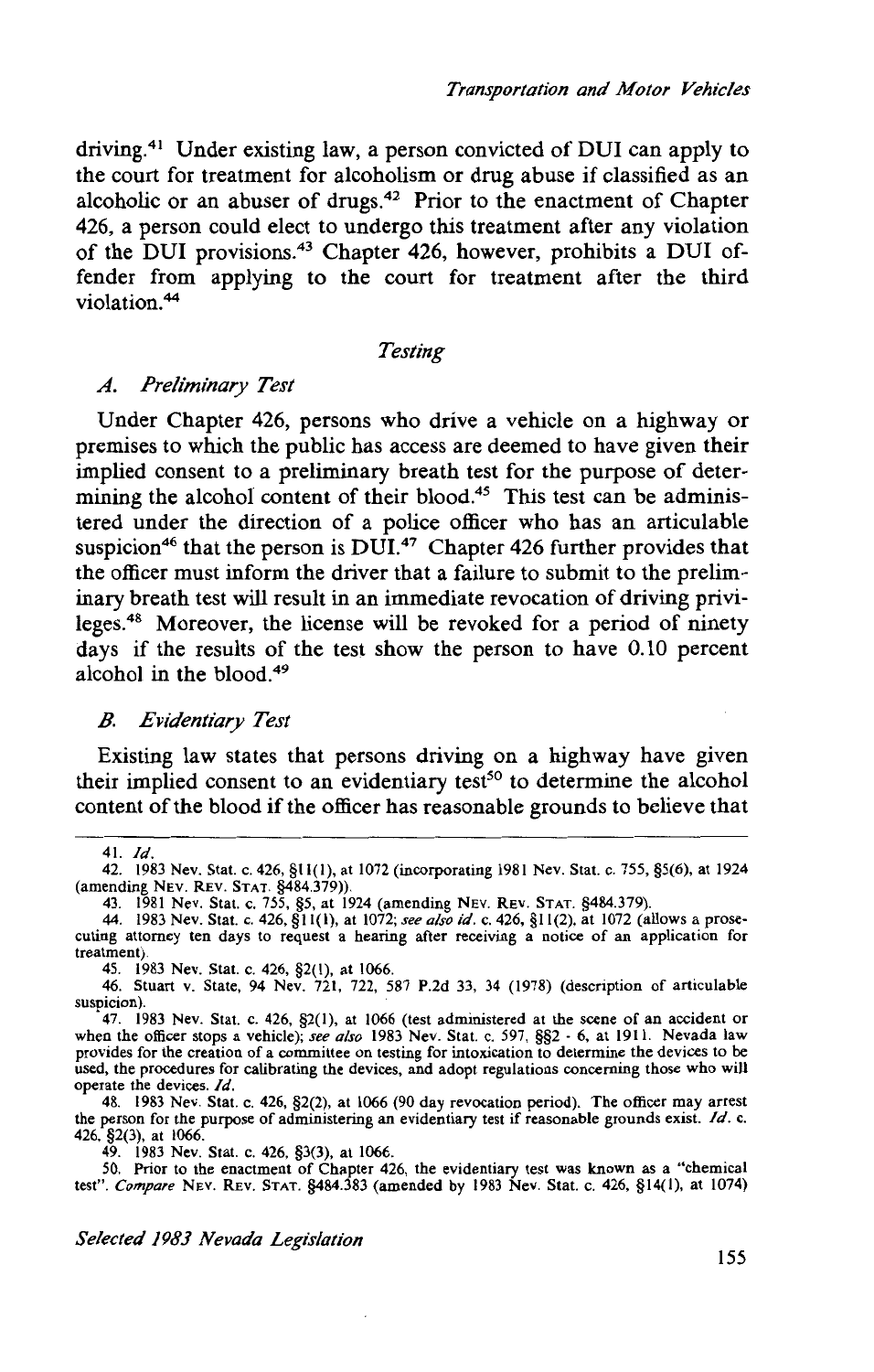driving.[41] Under existing law, a person convicted of DUI can apply to the court for treatment for alcoholism or drug abuse if classified as an alcoholic or an abuser of drugs.[42] Prior to the enactment of Chapter 426, a person could elect to undergo this treatment after any violation of the DUI provisions.[43] Chapter 426, however, prohibits a DUI offender from applying to the court for treatment after the third violation.[44]

### *Testing*

#### *A. Preliminary Test*

Under Chapter 426, persons who drive a vehicle on a highway or premises to which the public has access are deemed to have given their implied consent to a preliminary breath test for the purpose of determining the alcohol content of their blood.[45] This test can be administered under the direction of a police officer who has an articulable suspicion[46] that the person is DUI.[47] Chapter 426 further provides that the officer must inform the driver that a failure to submit to the preliminary breath test will result in an immediate revocation of driving privileges.[48] Moreover, the license will be revoked for a period of ninety days if the results of the test show the person to have 0.10 percent alcohol in the blood.[49]

#### *B. Evidentiary Test*

Existing law states that persons driving on a highway have given their implied consent to an evidentiary test[50] to determine the alcohol content of the blood if the officer has reasonable grounds to believe that

---

41. *Id.*

42. 1983 Nev. Stat. c. 426, §11(1), at 1072 (incorporating 1981 Nev. Stat. c. 755, §5(6), at 1924 (amending NEV. REV. STAT. §484.379)).

43. 1981 Nev. Stat. c. 755, §5, at 1924 (amending NEV. REV. STAT. §484.379).

44. 1983 Nev. Stat. c. 426, §11(1), at 1072; *see also id.* c. 426, §11(2), at 1072 (allows a prosecuting attorney ten days to request a hearing after receiving a notice of an application for treatment).

45. 1983 Nev. Stat. c. 426, §2(1), at 1066.

46. Stuart v. State, 94 Nev. 721, 722, 587 P.2d 33, 34 (1978) (description of articulable suspicion).

47. 1983 Nev. Stat. c. 426, §2(1), at 1066 (test administered at the scene of an accident or when the officer stops a vehicle); *see also* 1983 Nev. Stat. c. 597, §§2 - 6, at 1911. Nevada law provides for the creation of a committee on testing for intoxication to determine the devices to be used, the procedures for calibrating the devices, and adopt regulations concerning those who will operate the devices. *Id.*

48. 1983 Nev. Stat. c. 426, §2(2), at 1066 (90 day revocation period). The officer may arrest the person for the purpose of administering an evidentiary test if reasonable grounds exist. *Id.* c. 426, §2(3), at 1066.

49. 1983 Nev. Stat. c. 426, §3(3), at 1066.

50. Prior to the enactment of Chapter 426, the evidentiary test was known as a "chemical test". *Compare* NEV. REV. STAT. §484.383 (amended by 1983 Nev. Stat. c. 426, §14(1), at 1074)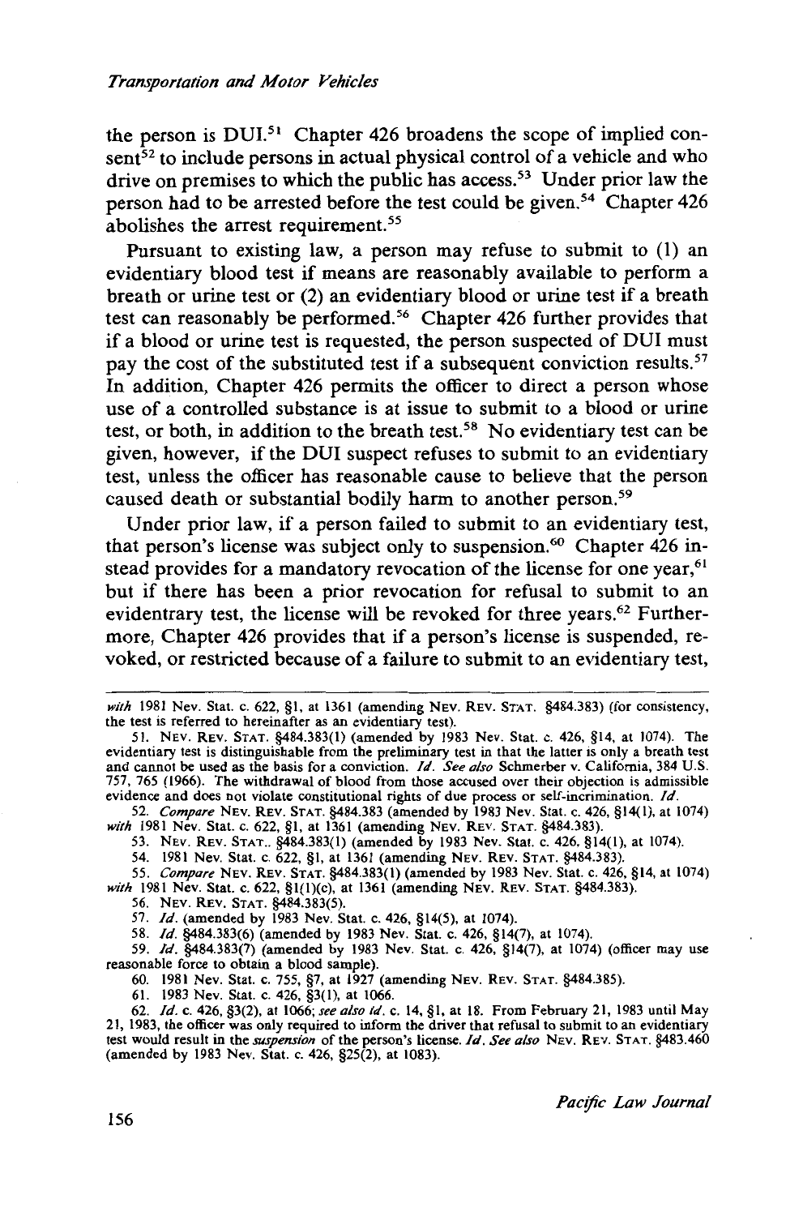the person is DUI.[51] Chapter 426 broadens the scope of implied consent[52] to include persons in actual physical control of a vehicle and who drive on premises to which the public has access.[53] Under prior law the person had to be arrested before the test could be given.[54] Chapter 426 abolishes the arrest requirement.[55]

Pursuant to existing law, a person may refuse to submit to (1) an evidentiary blood test if means are reasonably available to perform a breath or urine test or (2) an evidentiary blood or urine test if a breath test can reasonably be performed.[56] Chapter 426 further provides that if a blood or urine test is requested, the person suspected of DUI must pay the cost of the substituted test if a subsequent conviction results.[57] In addition, Chapter 426 permits the officer to direct a person whose use of a controlled substance is at issue to submit to a blood or urine test, or both, in addition to the breath test.[58] No evidentiary test can be given, however, if the DUI suspect refuses to submit to an evidentiary test, unless the officer has reasonable cause to believe that the person caused death or substantial bodily harm to another person.[59]

Under prior law, if a person failed to submit to an evidentiary test, that person's license was subject only to suspension.[60] Chapter 426 instead provides for a mandatory revocation of the license for one year,[61] but if there has been a prior revocation for refusal to submit to an evidentrary test, the license will be revoked for three years.[62] Furthermore, Chapter 426 provides that if a person's license is suspended, revoked, or restricted because of a failure to submit to an evidentiary test,

---

*with* 1981 Nev. Stat. c. 622, §1, at 1361 (amending NEV. REV. STAT. §484.383) (for consistency, the test is referred to hereinafter as an evidentiary test).

51. NEV. REV. STAT. §484.383(1) (amended by 1983 Nev. Stat. c. 426, §14, at 1074). The evidentiary test is distinguishable from the preliminary test in that the latter is only a breath test and cannot be used as the basis for a conviction. *Id. See also* Schmerber v. California, 384 U.S. 757, 765 (1966). The withdrawal of blood from those accused over their objection is admissible evidence and does not violate constitutional rights of due process or self-incrimination. *Id.*

52. *Compare* NEV. REV. STAT. §484.383 (amended by 1983 Nev. Stat. c. 426, §14(1), at 1074) *with* 1981 Nev. Stat. c. 622, §1, at 1361 (amending NEV. REV. STAT. §484.383).

53. NEV. REV. STAT.. §484.383(1) (amended by 1983 Nev. Stat. c. 426, §14(1), at 1074).

54. 1981 Nev. Stat. c. 622, §1, at 1361 (amending NEV. REV. STAT. §484.383).

55. *Compare* NEV. REV. STAT. §484.383(1) (amended by 1983 Nev. Stat. c. 426, §14, at 1074) *with* 1981 Nev. Stat. c. 622, §1(1)(c), at 1361 (amending NEV. REV. STAT. §484.383).

56. NEV. REV. STAT. §484.383(5).

57. *Id.* (amended by 1983 Nev. Stat. c. 426, §14(5), at 1074).

58. *Id.* §484.383(6) (amended by 1983 Nev. Stat. c. 426, §14(7), at 1074).

59. *Id.* §484.383(7) (amended by 1983 Nev. Stat. c. 426, §14(7), at 1074) (officer may use reasonable force to obtain a blood sample).

60. 1981 Nev. Stat. c. 755, §7, at 1927 (amending NEV. REV. STAT. §484.385).

61. 1983 Nev. Stat. c. 426, §3(1), at 1066.

62. *Id.* c. 426, §3(2), at 1066; *see also id.* c. 14, §1, at 18. From February 21, 1983 until May 21, 1983, the officer was only required to inform the driver that refusal to submit to an evidentiary test would result in the *suspension* of the person's license. *Id. See also* NEV. REV. STAT. §483.460 (amended by 1983 Nev. Stat. c. 426, §25(2), at 1083).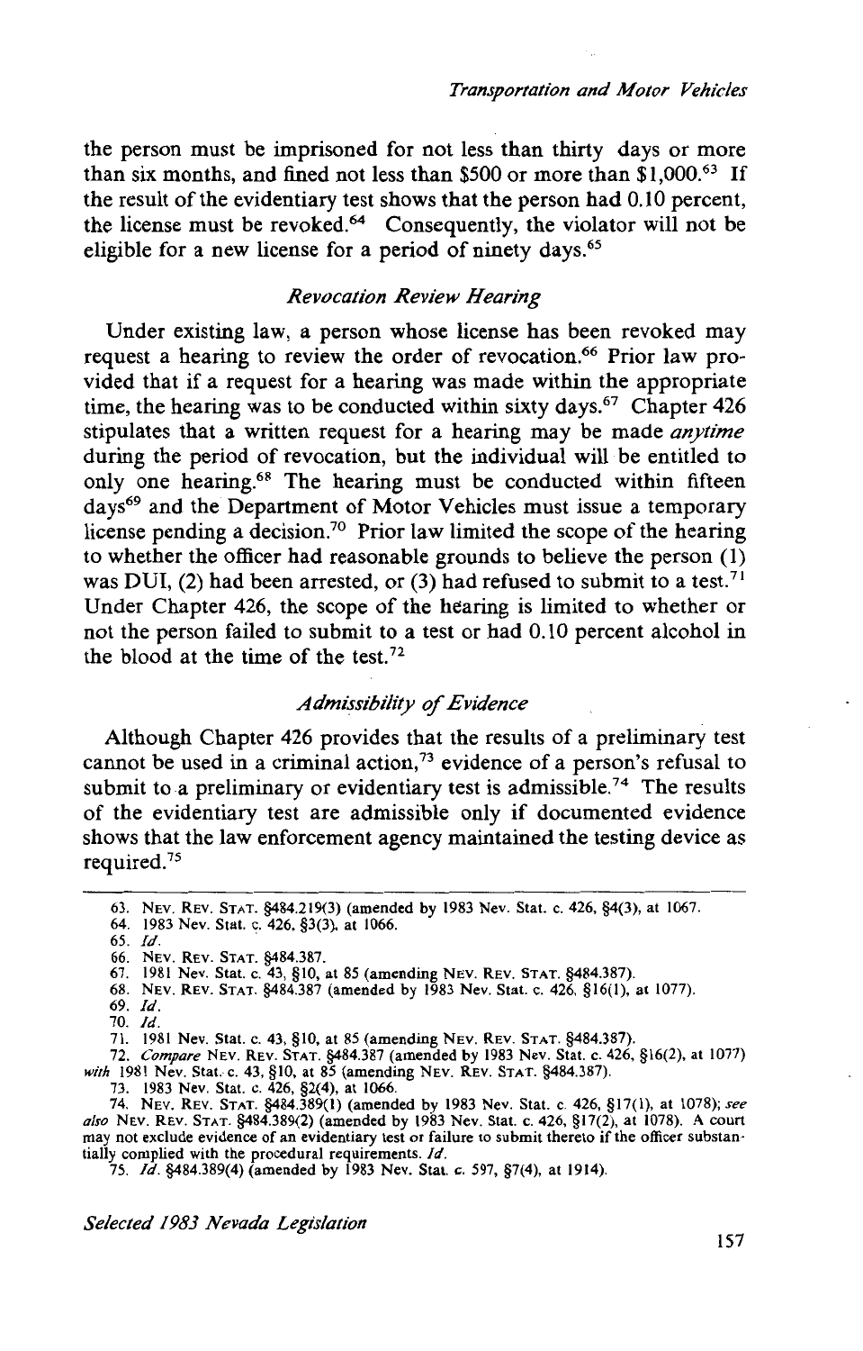the person must be imprisoned for not less than thirty days or more than six months, and fined not less than $500 or more than $1,000.[63] If the result of the evidentiary test shows that the person had 0.10 percent, the license must be revoked.[64] Consequently, the violator will not be eligible for a new license for a period of ninety days.[65]

### *Revocation Review Hearing*

Under existing law, a person whose license has been revoked may request a hearing to review the order of revocation.[66] Prior law provided that if a request for a hearing was made within the appropriate time, the hearing was to be conducted within sixty days.[67] Chapter 426 stipulates that a written request for a hearing may be made *anytime* during the period of revocation, but the individual will be entitled to only one hearing.[68] The hearing must be conducted within fifteen days[69] and the Department of Motor Vehicles must issue a temporary license pending a decision.[70] Prior law limited the scope of the hearing to whether the officer had reasonable grounds to believe the person (1) was DUI, (2) had been arrested, or (3) had refused to submit to a test.[71] Under Chapter 426, the scope of the hearing is limited to whether or not the person failed to submit to a test or had 0.10 percent alcohol in the blood at the time of the test.[72]

### *Admissibility of Evidence*

Although Chapter 426 provides that the results of a preliminary test cannot be used in a criminal action,[73] evidence of a person's refusal to submit to a preliminary or evidentiary test is admissible.[74] The results of the evidentiary test are admissible only if documented evidence shows that the law enforcement agency maintained the testing device as required.[75]

---

63. NEV. REV. STAT. §484.219(3) (amended by 1983 Nev. Stat. c. 426, §4(3), at 1067.
64. 1983 Nev. Stat. c. 426, §3(3), at 1066.
65. *Id.*
66. NEV. REV. STAT. §484.387.
67. 1981 Nev. Stat. c. 43, §10, at 85 (amending NEV. REV. STAT. §484.387).
68. NEV. REV. STAT. §484.387 (amended by 1983 Nev. Stat. c. 426, §16(1), at 1077).
69. *Id.*
70. *Id.*
71. 1981 Nev. Stat. c. 43, §10, at 85 (amending NEV. REV. STAT. §484.387).
72. *Compare* NEV. REV. STAT. §484.387 (amended by 1983 Nev. Stat. c. 426, §16(2), at 1077) *with* 1981 Nev. Stat. c. 43, §10, at 85 (amending NEV. REV. STAT. §484.387).
73. 1983 Nev. Stat. c. 426, §2(4), at 1066.
74. NEV. REV. STAT. §484.389(1) (amended by 1983 Nev. Stat. c. 426, §17(1), at 1078); *see also* NEV. REV. STAT. §484.389(2) (amended by 1983 Nev. Stat. c. 426, §17(2), at 1078). A court may not exclude evidence of an evidentiary test or failure to submit thereto if the officer substantially complied with the procedural requirements. *Id.*
75. *Id.* §484.389(4) (amended by 1983 Nev. Stat. c. 597, §7(4), at 1914).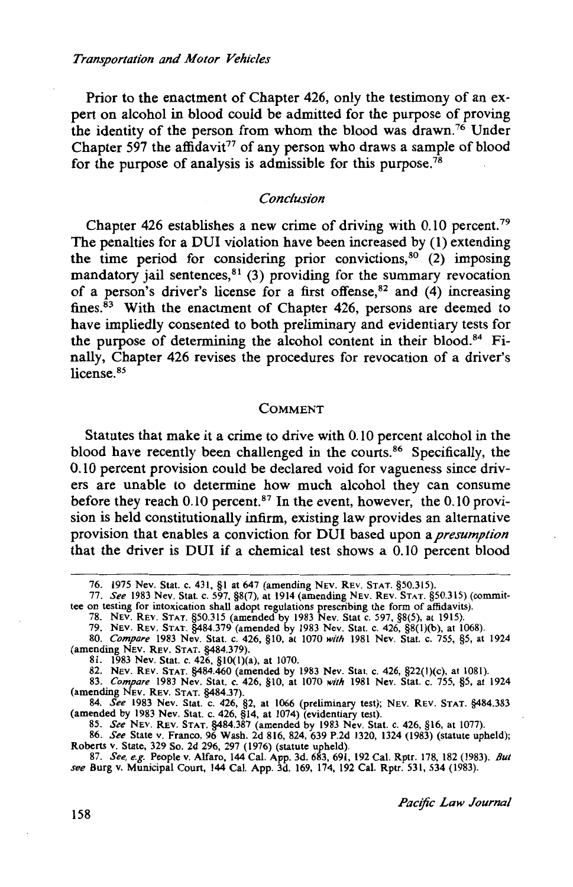Prior to the enactment of Chapter 426, only the testimony of an expert on alcohol in blood could be admitted for the purpose of proving the identity of the person from whom the blood was drawn.[76] Under Chapter 597 the affidavit[77] of any person who draws a sample of blood for the purpose of analysis is admissible for this purpose.[78]

### *Conclusion*

Chapter 426 establishes a new crime of driving with 0.10 percent.[79] The penalties for a DUI violation have been increased by (1) extending the time period for considering prior convictions,[80] (2) imposing mandatory jail sentences,[81] (3) providing for the summary revocation of a person's driver's license for a first offense,[82] and (4) increasing fines.[83] With the enactment of Chapter 426, persons are deemed to have impliedly consented to both preliminary and evidentiary tests for the purpose of determining the alcohol content in their blood.[84] Finally, Chapter 426 revises the procedures for revocation of a driver's license.[85]

## COMMENT

Statutes that make it a crime to drive with 0.10 percent alcohol in the blood have recently been challenged in the courts.[86] Specifically, the 0.10 percent provision could be declared void for vagueness since drivers are unable to determine how much alcohol they can consume before they reach 0.10 percent.[87] In the event, however, the 0.10 provision is held constitutionally infirm, existing law provides an alternative provision that enables a conviction for DUI based upon a *presumption* that the driver is DUI if a chemical test shows a 0.10 percent blood

---

76. 1975 Nev. Stat. c. 431, §1 at 647 (amending NEV. REV. STAT. §50.315).

77. *See* 1983 Nev. Stat. c. 597, §8(7), at 1914 (amending NEV. REV. STAT. §50.315) (committee on testing for intoxication shall adopt regulations prescribing the form of affidavits).

78. NEV. REV. STAT. §50.315 (amended by 1983 Nev. Stat c. 597, §8(5), at 1915).

79. NEV. REV. STAT. §484.379 (amended by 1983 Nev. Stat. c. 426, §8(1)(b), at 1068).

80. *Compare* 1983 Nev. Stat. c. 426, §10, at 1070 *with* 1981 Nev. Stat. c. 755, §5, at 1924 (amending NEV. REV. STAT. §484.379).

81. 1983 Nev. Stat. c. 426, §10(1)(a), at 1070.

82. NEV. REV. STAT. §484.460 (amended by 1983 Nev. Stat. c. 426, §22(1)(c), at 1081).

83. *Compare* 1983 Nev. Stat. c. 426, §10, at 1070 *with* 1981 Nev. Stat. c. 755, §5, at 1924 (amending NEV. REV. STAT. §484.37).

84. *See* 1983 Nev. Stat. c. 426, §2, at 1066 (preliminary test); NEV. REV. STAT. §484.383 (amended by 1983 Nev. Stat. c. 426, §14, at 1074) (evidentiary test).

85. *See* NEV. REV. STAT. §484.387 (amended by 1983 Nev. Stat. c. 426, §16, at 1077).

86. *See* State v. Franco, 96 Wash. 2d 816, 824, 639 P.2d 1320, 1324 (1983) (statute upheld); Roberts v. State, 329 So. 2d 296, 297 (1976) (statute upheld).

87. *See, e.g.* People v. Alfaro, 144 Cal. App. 3d. 683, 691, 192 Cal. Rptr. 178, 182 (1983). *But see* Burg v. Municipal Court, 144 Cal. App. 3d. 169, 174, 192 Cal. Rptr. 531, 534 (1983).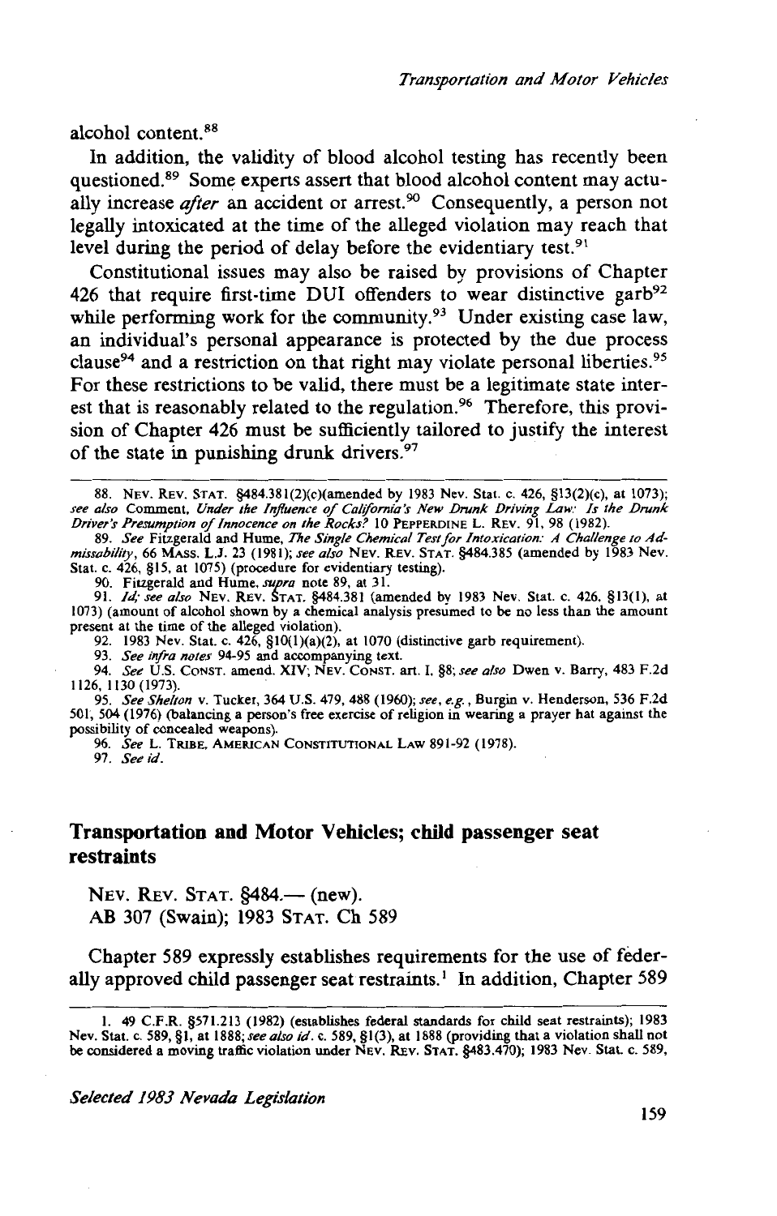alcohol content.[88]

In addition, the validity of blood alcohol testing has recently been questioned.[89] Some experts assert that blood alcohol content may actually increase *after* an accident or arrest.[90] Consequently, a person not legally intoxicated at the time of the alleged violation may reach that level during the period of delay before the evidentiary test.[91]

Constitutional issues may also be raised by provisions of Chapter 426 that require first-time DUI offenders to wear distinctive garb[92] while performing work for the community.[93] Under existing case law, an individual's personal appearance is protected by the due process clause[94] and a restriction on that right may violate personal liberties.[95] For these restrictions to be valid, there must be a legitimate state interest that is reasonably related to the regulation.[96] Therefore, this provision of Chapter 426 must be sufficiently tailored to justify the interest of the state in punishing drunk drivers.[97]

---

88. NEV. REV. STAT. §484.381(2)(c)(amended by 1983 Nev. Stat. c. 426, §13(2)(c), at 1073); *see also* Comment, *Under the Influence of California's New Drunk Driving Law: Is the Drunk Driver's Presumption of Innocence on the Rocks?* 10 PEPPERDINE L. REV. 91, 98 (1982).

89. *See* Fitzgerald and Hume, *The Single Chemical Test for Intoxication: A Challenge to Admissability*, 66 MASS. L.J. 23 (1981); *see also* NEV. REV. STAT. §484.385 (amended by 1983 Nev. Stat. c. 426, §15, at 1075) (procedure for evidentiary testing).

90. Fitzgerald and Hume, *supra* note 89, at 31.

91. *Id; see also* NEV. REV. STAT. §484.381 (amended by 1983 Nev. Stat. c. 426, §13(1), at 1073) (amount of alcohol shown by a chemical analysis presumed to be no less than the amount present at the time of the alleged violation).

92. 1983 Nev. Stat. c. 426, §10(1)(a)(2), at 1070 (distinctive garb requirement).

93. *See infra notes* 94-95 and accompanying text.

94. *See* U.S. CONST. amend. XIV; NEV. CONST. art. I, §8; *see also* Dwen v. Barry, 483 F.2d 1126, 1130 (1973).

95. *See Shelton* v. Tucker, 364 U.S. 479, 488 (1960); *see, e.g.*, Burgin v. Henderson, 536 F.2d 501, 504 (1976) (balancing a person's free exercise of religion in wearing a prayer hat against the possibility of concealed weapons).

96. *See* L. TRIBE, AMERICAN CONSTITUTIONAL LAW 891-92 (1978).

97. *See id.*

## Transportation and Motor Vehicles; child passenger seat restraints

NEV. REV. STAT. §484.— (new).
AB 307 (Swain); 1983 STAT. Ch 589

Chapter 589 expressly establishes requirements for the use of federally approved child passenger seat restraints.[1] In addition, Chapter 589

---

1. 49 C.F.R. §571.213 (1982) (establishes federal standards for child seat restraints); 1983 Nev. Stat. c. 589, §1, at 1888; *see also id.* c. 589, §1(3), at 1888 (providing that a violation shall not be considered a moving traffic violation under NEV. REV. STAT. §483.470); 1983 Nev. Stat. c. 589,